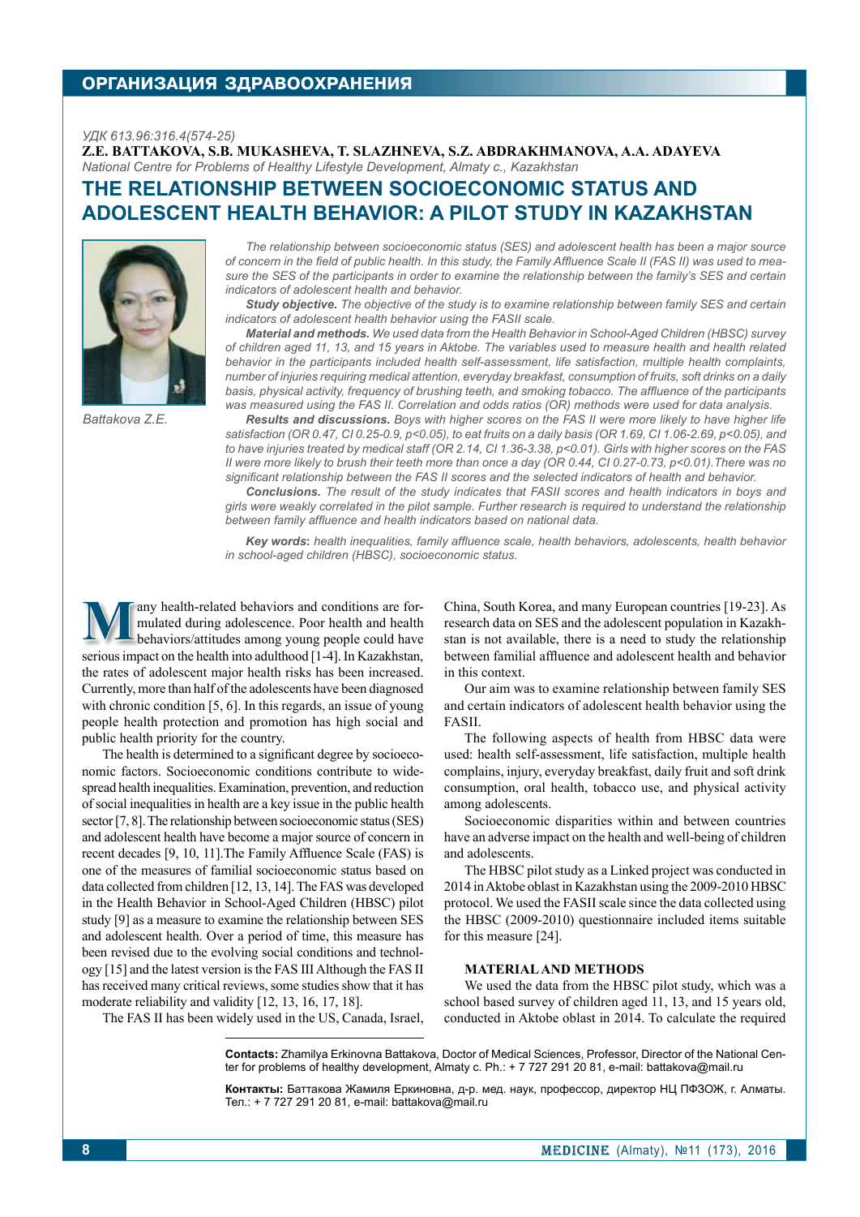ОРГАНИЗАЦИЯ ЗДРАВООХРАНЕНИЯ

*УДК 613.96:316.4(574-25)*

**Z.E. BATTAKOVA, S.B. MUKASHEVA, T. SLAZHNEVA, S.Z. ABDRAKHMANOVA, A.A. ADAYEVA**

*National Centre for Problems of Healthy Lifestyle Development, Almaty c., Kazakhstan*

# THE RELATIONSHIP BETWEEN SOCIOECONOMIC STATUS AND ADOLESCENT HEALTH BEHAVIOR: A PILOT STUDY IN KAZAKHSTAN

*Battakova Z.E.*

*The relationship between socioeconomic status (SES) and adolescent health has been a major source of concern in the field of public health. In this study, the Family Affluence Scale II (FAS II) was used to measure the SES of the participants in order to examine the relationship between the family's SES and certain indicators of adolescent health and behavior.*

***Study objective.*** *The objective of the study is to examine relationship between family SES and certain indicators of adolescent health behavior using the FASII scale.*

***Material and methods.*** *We used data from the Health Behavior in School-Aged Children (HBSC) survey of children aged 11, 13, and 15 years in Aktobe. The variables used to measure health and health related behavior in the participants included health self-assessment, life satisfaction, multiple health complaints, number of injuries requiring medical attention, everyday breakfast, consumption of fruits, soft drinks on a daily basis, physical activity, frequency of brushing teeth, and smoking tobacco. The affluence of the participants was measured using the FAS II. Correlation and odds ratios (OR) methods were used for data analysis.*

***Results and discussions.*** *Boys with higher scores on the FAS II were more likely to have higher life satisfaction (OR 0.47, CI 0.25-0.9, p<0.05), to eat fruits on a daily basis (OR 1.69, CI 1.06-2.69, p<0.05), and to have injuries treated by medical staff (OR 2.14, CI 1.36-3.38, p<0.01). Girls with higher scores on the FAS II were more likely to brush their teeth more than once a day (OR 0.44, CI 0.27-0.73, p<0.01).There was no significant relationship between the FAS II scores and the selected indicators of health and behavior.*

***Conclusions.*** *The result of the study indicates that FASII scores and health indicators in boys and girls were weakly correlated in the pilot sample. Further research is required to understand the relationship between family affluence and health indicators based on national data.*

***Key words*****:** *health inequalities, family affluence scale, health behaviors, adolescents, health behavior in school-aged children (HBSC), socioeconomic status.*

Many health-related behaviors and conditions are formulated during adolescence. Poor health and health behaviors/attitudes among young people could have serious impact on the health into adulthood [1-4]. In Kazakhstan, the rates of adolescent major health risks has been increased. Currently, more than half of the adolescents have been diagnosed with chronic condition [5, 6]. In this regards, an issue of young people health protection and promotion has high social and public health priority for the country.

The health is determined to a significant degree by socioeconomic factors. Socioeconomic conditions contribute to widespread health inequalities. Examination, prevention, and reduction of social inequalities in health are a key issue in the public health sector [7, 8]. The relationship between socioeconomic status (SES) and adolescent health have become a major source of concern in recent decades [9, 10, 11].The Family Affluence Scale (FAS) is one of the measures of familial socioeconomic status based on data collected from children [12, 13, 14]. The FAS was developed in the Health Behavior in School-Aged Children (HBSC) pilot study [9] as a measure to examine the relationship between SES and adolescent health. Over a period of time, this measure has been revised due to the evolving social conditions and technology [15] and the latest version is the FAS III Although the FAS II has received many critical reviews, some studies show that it has moderate reliability and validity [12, 13, 16, 17, 18].

The FAS II has been widely used in the US, Canada, Israel, China, South Korea, and many European countries [19-23]. As research data on SES and the adolescent population in Kazakhstan is not available, there is a need to study the relationship between familial affluence and adolescent health and behavior in this context.

Our aim was to examine relationship between family SES and certain indicators of adolescent health behavior using the FASII.

The following aspects of health from HBSC data were used: health self-assessment, life satisfaction, multiple health complains, injury, everyday breakfast, daily fruit and soft drink consumption, oral health, tobacco use, and physical activity among adolescents.

Socioeconomic disparities within and between countries have an adverse impact on the health and well-being of children and adolescents.

The HBSC pilot study as a Linked project was conducted in 2014 in Aktobe oblast in Kazakhstan using the 2009-2010 HBSC protocol. We used the FASII scale since the data collected using the HBSC (2009-2010) questionnaire included items suitable for this measure [24].

## MATERIAL AND METHODS

We used the data from the HBSC pilot study, which was a school based survey of children aged 11, 13, and 15 years old, conducted in Aktobe oblast in 2014. To calculate the required

**Contacts:** Zhamilya Erkinovna Battakova, Doctor of Medical Sciences, Professor, Director of the National Center for problems of healthy development, Almaty c. Ph.: + 7 727 291 20 81, e-mail: battakova@mail.ru

**Контакты:** Баттакова Жамиля Еркиновна, д-р. мед. наук, профессор, директор НЦ ПФЗОЖ, г. Алматы. Тел.: + 7 727 291 20 81, e-mail: battakova@mail.ru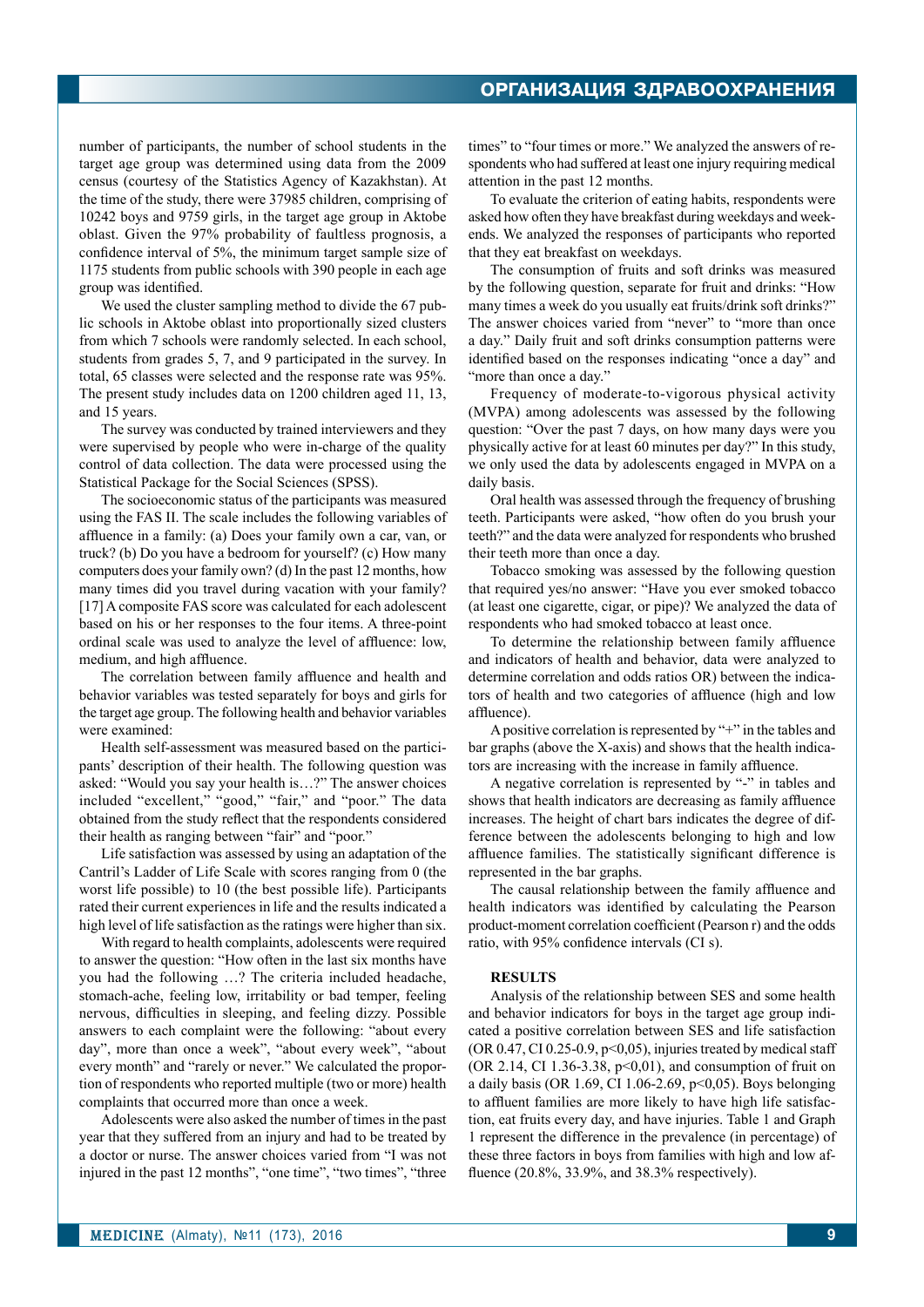number of participants, the number of school students in the target age group was determined using data from the 2009 census (courtesy of the Statistics Agency of Kazakhstan). At the time of the study, there were 37985 children, comprising of 10242 boys and 9759 girls, in the target age group in Aktobe oblast. Given the 97% probability of faultless prognosis, a confidence interval of 5%, the minimum target sample size of 1175 students from public schools with 390 people in each age group was identified.

We used the cluster sampling method to divide the 67 public schools in Aktobe oblast into proportionally sized clusters from which 7 schools were randomly selected. In each school, students from grades 5, 7, and 9 participated in the survey. In total, 65 classes were selected and the response rate was 95%. The present study includes data on 1200 children aged 11, 13, and 15 years.

The survey was conducted by trained interviewers and they were supervised by people who were in-charge of the quality control of data collection. The data were processed using the Statistical Package for the Social Sciences (SPSS).

The socioeconomic status of the participants was measured using the FAS II. The scale includes the following variables of affluence in a family: (a) Does your family own a car, van, or truck? (b) Do you have a bedroom for yourself? (c) How many computers does your family own? (d) In the past 12 months, how many times did you travel during vacation with your family? [17] A composite FAS score was calculated for each adolescent based on his or her responses to the four items. A three-point ordinal scale was used to analyze the level of affluence: low, medium, and high affluence.

The correlation between family affluence and health and behavior variables was tested separately for boys and girls for the target age group. The following health and behavior variables were examined:

Health self-assessment was measured based on the participants' description of their health. The following question was asked: "Would you say your health is…?" The answer choices included "excellent," "good," "fair," and "poor." The data obtained from the study reflect that the respondents considered their health as ranging between "fair" and "poor."

Life satisfaction was assessed by using an adaptation of the Cantril's Ladder of Life Scale with scores ranging from 0 (the worst life possible) to 10 (the best possible life). Participants rated their current experiences in life and the results indicated a high level of life satisfaction as the ratings were higher than six.

With regard to health complaints, adolescents were required to answer the question: "How often in the last six months have you had the following …? The criteria included headache, stomach-ache, feeling low, irritability or bad temper, feeling nervous, difficulties in sleeping, and feeling dizzy. Possible answers to each complaint were the following: "about every day", more than once a week", "about every week", "about every month" and "rarely or never." We calculated the proportion of respondents who reported multiple (two or more) health complaints that occurred more than once a week.

Adolescents were also asked the number of times in the past year that they suffered from an injury and had to be treated by a doctor or nurse. The answer choices varied from "I was not injured in the past 12 months", "one time", "two times", "three times" to "four times or more." We analyzed the answers of respondents who had suffered at least one injury requiring medical attention in the past 12 months.

To evaluate the criterion of eating habits, respondents were asked how often they have breakfast during weekdays and weekends. We analyzed the responses of participants who reported that they eat breakfast on weekdays.

The consumption of fruits and soft drinks was measured by the following question, separate for fruit and drinks: "How many times a week do you usually eat fruits/drink soft drinks?" The answer choices varied from "never" to "more than once a day." Daily fruit and soft drinks consumption patterns were identified based on the responses indicating "once a day" and "more than once a day."

Frequency of moderate-to-vigorous physical activity (MVPA) among adolescents was assessed by the following question: "Over the past 7 days, on how many days were you physically active for at least 60 minutes per day?" In this study, we only used the data by adolescents engaged in MVPA on a daily basis.

Oral health was assessed through the frequency of brushing teeth. Participants were asked, "how often do you brush your teeth?" and the data were analyzed for respondents who brushed their teeth more than once a day.

Tobacco smoking was assessed by the following question that required yes/no answer: "Have you ever smoked tobacco (at least one cigarette, cigar, or pipe)? We analyzed the data of respondents who had smoked tobacco at least once.

To determine the relationship between family affluence and indicators of health and behavior, data were analyzed to determine correlation and odds ratios OR) between the indicators of health and two categories of affluence (high and low affluence).

A positive correlation is represented by "+" in the tables and bar graphs (above the X-axis) and shows that the health indicators are increasing with the increase in family affluence.

A negative correlation is represented by "-" in tables and shows that health indicators are decreasing as family affluence increases. The height of chart bars indicates the degree of difference between the adolescents belonging to high and low affluence families. The statistically significant difference is represented in the bar graphs.

The causal relationship between the family affluence and health indicators was identified by calculating the Pearson product-moment correlation coefficient (Pearson r) and the odds ratio, with 95% confidence intervals (CI s).

## RESULTS

Analysis of the relationship between SES and some health and behavior indicators for boys in the target age group indicated a positive correlation between SES and life satisfaction (OR 0.47, CI 0.25-0.9, $p<0,05$), injuries treated by medical staff (OR 2.14, CI 1.36-3.38, $p<0,01$), and consumption of fruit on a daily basis (OR 1.69, CI 1.06-2.69, $p<0,05$). Boys belonging to affluent families are more likely to have high life satisfaction, eat fruits every day, and have injuries. Table 1 and Graph 1 represent the difference in the prevalence (in percentage) of these three factors in boys from families with high and low affluence (20.8%, 33.9%, and 38.3% respectively).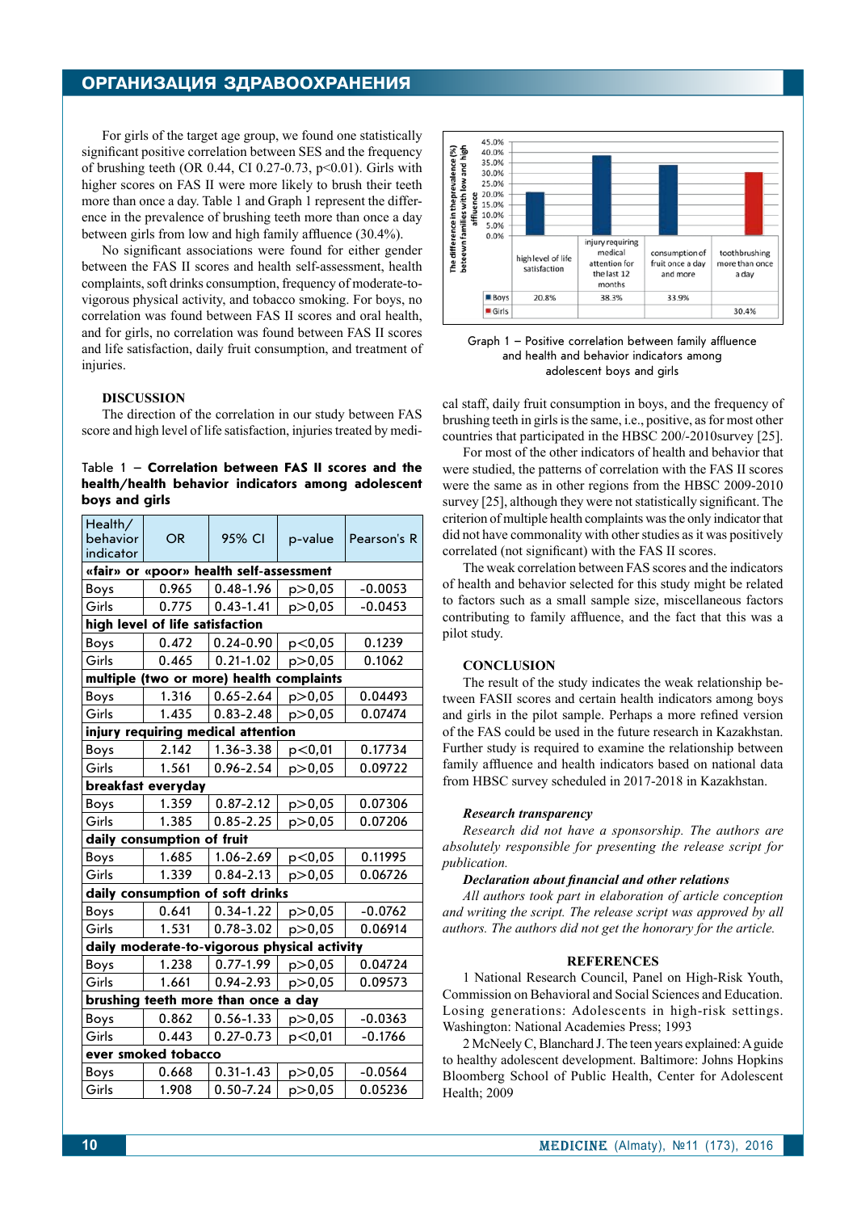For girls of the target age group, we found one statistically significant positive correlation between SES and the frequency of brushing teeth (OR 0.44, CI 0.27-0.73, p<0.01). Girls with higher scores on FAS II were more likely to brush their teeth more than once a day. Table 1 and Graph 1 represent the difference in the prevalence of brushing teeth more than once a day between girls from low and high family affluence (30.4%).

No significant associations were found for either gender between the FAS II scores and health self-assessment, health complaints, soft drinks consumption, frequency of moderate-to-vigorous physical activity, and tobacco smoking. For boys, no correlation was found between FAS II scores and oral health, and for girls, no correlation was found between FAS II scores and life satisfaction, daily fruit consumption, and treatment of injuries.

## DISCUSSION

The direction of the correlation in our study between FAS score and high level of life satisfaction, injuries treated by medical staff, daily fruit consumption in boys, and the frequency of brushing teeth in girls is the same, i.e., positive, as for most other countries that participated in the HBSC 200/-2010survey [25].

Table 1 – **Correlation between FAS II scores and the health/health behavior indicators among adolescent boys and girls**

| Health/ behavior indicator | OR | 95% CI | p-value | Pearson's R |
|---|---|---|---|---|
| **«fair» or «poor» health self-assessment** | | | | |
| Boys | 0.965 | 0.48-1.96 | p>0,05 | -0.0053 |
| Girls | 0.775 | 0.43-1.41 | p>0,05 | -0.0453 |
| **high level of life satisfaction** | | | | |
| Boys | 0.472 | 0.24-0.90 | p<0,05 | 0.1239 |
| Girls | 0.465 | 0.21-1.02 | p>0,05 | 0.1062 |
| **multiple (two or more) health complaints** | | | | |
| Boys | 1.316 | 0.65-2.64 | p>0,05 | 0.04493 |
| Girls | 1.435 | 0.83-2.48 | p>0,05 | 0.07474 |
| **injury requiring medical attention** | | | | |
| Boys | 2.142 | 1.36-3.38 | p<0,01 | 0.17734 |
| Girls | 1.561 | 0.96-2.54 | p>0,05 | 0.09722 |
| **breakfast everyday** | | | | |
| Boys | 1.359 | 0.87-2.12 | p>0,05 | 0.07306 |
| Girls | 1.385 | 0.85-2.25 | p>0,05 | 0.07206 |
| **daily consumption of fruit** | | | | |
| Boys | 1.685 | 1.06-2.69 | p<0,05 | 0.11995 |
| Girls | 1.339 | 0.84-2.13 | p>0,05 | 0.06726 |
| **daily consumption of soft drinks** | | | | |
| Boys | 0.641 | 0.34-1.22 | p>0,05 | -0.0762 |
| Girls | 1.531 | 0.78-3.02 | p>0,05 | 0.06914 |
| **daily moderate-to-vigorous physical activity** | | | | |
| Boys | 1.238 | 0.77-1.99 | p>0,05 | 0.04724 |
| Girls | 1.661 | 0.94-2.93 | p>0,05 | 0.09573 |
| **brushing teeth more than once a day** | | | | |
| Boys | 0.862 | 0.56-1.33 | p>0,05 | -0.0363 |
| Girls | 0.443 | 0.27-0.73 | p<0,01 | -0.1766 |
| **ever smoked tobacco** | | | | |
| Boys | 0.668 | 0.31-1.43 | p>0,05 | -0.0564 |
| Girls | 1.908 | 0.50-7.24 | p>0,05 | 0.05236 |

| | high level of life satisfaction | injury requiring medical attention for the last 12 months | consumption of fruit once a day and more | toothbrushing more than once a day |
|---|---|---|---|---|
| Boys | 20.8% | 38.3% | 33.9% | |
| Girls | | | | 30.4% |

Graph 1 – Positive correlation between family affluence and health and behavior indicators among adolescent boys and girls

For most of the other indicators of health and behavior that were studied, the patterns of correlation with the FAS II scores were the same as in other regions from the HBSC 2009-2010 survey [25], although they were not statistically significant. The criterion of multiple health complaints was the only indicator that did not have commonality with other studies as it was positively correlated (not significant) with the FAS II scores.

The weak correlation between FAS score and the indicators of health and behavior selected for this study might be related to factors such as a small sample size, miscellaneous factors contributing to family affluence, and the fact that this was a pilot study.

## CONCLUSION

The result of the study indicates the weak relationship between FASII scores and certain health indicators among boys and girls in the pilot sample. Perhaps a more refined version of the FAS could be used in the future research in Kazakhstan. Further study is required to examine the relationship between family affluence and health indicators based on national data from HBSC survey scheduled in 2017-2018 in Kazakhstan.

***Research transparency***

*Research did not have a sponsorship. The authors are absolutely responsible for presenting the release script for publication.*

***Declaration about financial and other relations***

*All authors took part in elaboration of article conception and writing the script. The release script was approved by all authors. The authors did not get the honorary for the article.*

## REFERENCES

1 National Research Council, Panel on High-Risk Youth, Commission on Behavioral and Social Sciences and Education. Losing generations: Adolescents in high-risk settings. Washington: National Academies Press; 1993

2 McNeely C, Blanchard J. The teen years explained: A guide to healthy adolescent development. Baltimore: Johns Hopkins Bloomberg School of Public Health, Center for Adolescent Health; 2009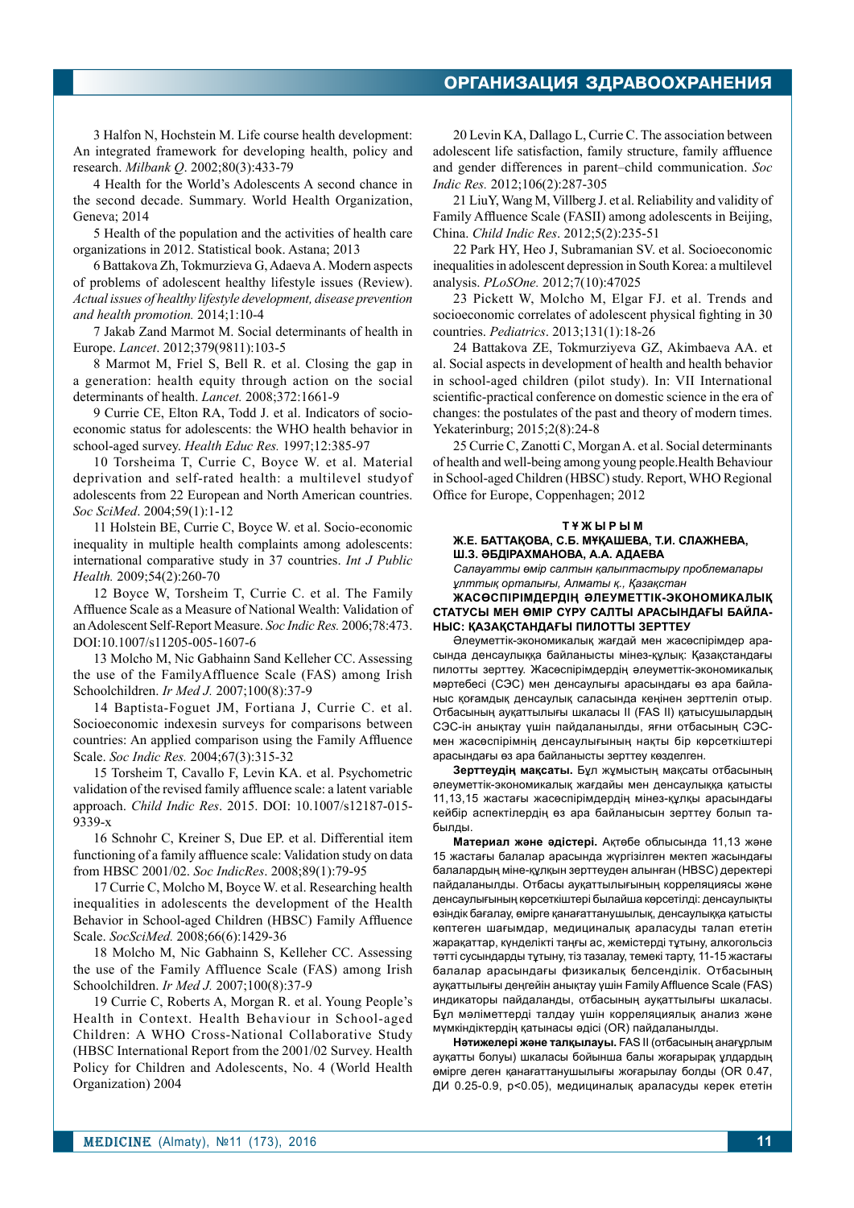3 Halfon N, Hochstein M. Life course health development: An integrated framework for developing health, policy and research. *Milbank Q*. 2002;80(3):433-79

4 Health for the World's Adolescents A second chance in the second decade. Summary. World Health Organization, Geneva; 2014

5 Health of the population and the activities of health care organizations in 2012. Statistical book. Astana; 2013

6 Battakova Zh, Tokmurzieva G, Adaeva A. Modern aspects of problems of adolescent healthy lifestyle issues (Review). *Actual issues of healthy lifestyle development, disease prevention and health promotion.* 2014;1:10-4

7 Jakab Zand Marmot M. Social determinants of health in Europe. *Lancet*. 2012;379(9811):103-5

8 Marmot M, Friel S, Bell R. et al. Closing the gap in a generation: health equity through action on the social determinants of health. *Lancet.* 2008;372:1661-9

9 Currie CE, Elton RA, Todd J. et al. Indicators of socio-economic status for adolescents: the WHO health behavior in school-aged survey. *Health Educ Res.* 1997;12:385-97

10 Torsheima T, Currie C, Boyce W. et al. Material deprivation and self-rated health: a multilevel studyof adolescents from 22 European and North American countries. *Soc SciMed*. 2004;59(1):1-12

11 Holstein BE, Currie C, Boyce W. et al. Socio-economic inequality in multiple health complaints among adolescents: international comparative study in 37 countries. *Int J Public Health.* 2009;54(2):260-70

12 Boyce W, Torsheim T, Currie C. et al. The Family Affluence Scale as a Measure of National Wealth: Validation of an Adolescent Self-Report Measure. *Soc Indic Res.* 2006;78:473. DOI:10.1007/s11205-005-1607-6

13 Molcho M, Nic Gabhainn Sand Kelleher CC. Assessing the use of the FamilyAffluence Scale (FAS) among Irish Schoolchildren. *Ir Med J.* 2007;100(8):37-9

14 Baptista-Foguet JM, Fortiana J, Currie C. et al. Socioeconomic indexesin surveys for comparisons between countries: An applied comparison using the Family Affluence Scale. *Soc Indic Res.* 2004;67(3):315-32

15 Torsheim T, Cavallo F, Levin KA. et al. Psychometric validation of the revised family affluence scale: a latent variable approach. *Child Indic Res*. 2015. DOI: 10.1007/s12187-015-9339-x

16 Schnohr C, Kreiner S, Due EP. et al. Differential item functioning of a family affluence scale: Validation study on data from HBSC 2001/02. *Soc IndicRes*. 2008;89(1):79-95

17 Currie C, Molcho M, Boyce W. et al. Researching health inequalities in adolescents the development of the Health Behavior in School-aged Children (HBSC) Family Affluence Scale. *SocSciMed.* 2008;66(6):1429-36

18 Molcho M, Nic Gabhainn S, Kelleher CC. Assessing the use of the Family Affluence Scale (FAS) among Irish Schoolchildren. *Ir Med J.* 2007;100(8):37-9

19 Currie C, Roberts A, Morgan R. et al. Young People's Health in Context. Health Behaviour in School-aged Children: A WHO Cross-National Collaborative Study (HBSC International Report from the 2001/02 Survey. Health Policy for Children and Adolescents, No. 4 (World Health Organization) 2004

20 Levin KA, Dallago L, Currie C. The association between adolescent life satisfaction, family structure, family affluence and gender differences in parent–child communication. *Soc Indic Res.* 2012;106(2):287-305

21 LiuY, Wang M, Villberg J. et al. Reliability and validity of Family Affluence Scale (FASII) among adolescents in Beijing, China. *Child Indic Res*. 2012;5(2):235-51

22 Park HY, Heo J, Subramanian SV. et al. Socioeconomic inequalities in adolescent depression in South Korea: a multilevel analysis. *PLoSOne.* 2012;7(10):47025

23 Pickett W, Molcho M, Elgar FJ. et al. Trends and socioeconomic correlates of adolescent physical fighting in 30 countries. *Pediatrics*. 2013;131(1):18-26

24 Battakova ZE, Tokmurziyeva GZ, Akimbaeva AA. et al. Social aspects in development of health and health behavior in school-aged children (pilot study). In: VII International scientific-practical conference on domestic science in the era of changes: the postulates of the past and theory of modern times. Yekaterinburg; 2015;2(8):24-8

25 Currie C, Zanotti C, Morgan A. et al. Social determinants of health and well-being among young people.Health Behaviour in School-aged Children (HBSC) study. Report, WHO Regional Office for Europe, Coppenhagen; 2012

### ТҰЖЫРЫМ

**Ж.Е. БАТТАҚОВА, С.Б. МҰҚАШЕВА, Т.И. СЛАЖНЕВА, Ш.З. ӘБДІРАХМАНОВА, А.А. АДАЕВА**

*Салауатты өмір салтын қалыптастыру проблемалары ұлттық орталығы, Алматы қ., Қазақстан*

**ЖАСӨСПІРІМДЕРДІҢ ӘЛЕУМЕТТІК-ЭКОНОМИКАЛЫҚ СТАТУСЫ МЕН ӨМІР СҮРУ САЛТЫ АРАСЫНДАҒЫ БАЙЛАНЫС: ҚАЗАҚСТАНДАҒЫ ПИЛОТТЫ ЗЕРТТЕУ**

Әлеуметтік-экономикалық жағдай мен жасөспірімдер арасында денсаулыққа байланысты мінез-құлық: Қазақстандағы пилотты зерттеу. Жасөспірімдердің әлеуметтік-экономикалық мәртебесі (СЭС) мен денсаулығы арасындағы өз ара байланыс қоғамдық денсаулық саласында кеңінен зерттеліп отыр. Отбасының ауқаттылығы шкаласы II (FAS II) қатысушылардың СЭС-ін анықтау үшін пайдаланылды, яғни отбасының СЭС-мен жасөспірімнің денсаулығының нақты бір көрсеткіштері арасындағы өз ара байланысты зерттеу көзделген.

**Зерттеудің мақсаты.** Бұл жұмыстың мақсаты отбасының әлеуметтік-экономикалық жағдайы мен денсаулыққа қатысты 11,13,15 жастағы жасөспірімдердің мінез-құлқы арасындағы кейбір аспектілердің өз ара байланысын зерттеу болып табылды.

**Материал және әдістері.** Ақтөбе облысында 11,13 және 15 жастағы балалар арасында жүргізілген мектеп жасындағы балалардың міне-құлқын зерттеуден алынған (HBSC) деректері пайдаланылды. Отбасы ауқаттылығының корреляциясы және денсаулығының көрсеткіштері былайша көрсетілді: денсаулықты өзіндік бағалау, өмірге қанағаттанушылық, денсаулыққа қатысты көптеген шағымдар, медициналық араласуды талап ететін жарақаттар, күнделікті таңғы ас, жемістерді тұтыну, алкогольсіз тәтті сусындарды тұтыну, тіз тазалау, темекі тарту, 11-15 жастағы балалар арасындағы физикалық белсенділік. Отбасының ауқаттылығы деңгейін анықтау үшін Family Affluence Scale (FAS) индикаторы пайдаланылды, отбасының ауқаттылығы шкаласы. Бұл мәліметтерді талдау үшін корреляциялық анализ және мүмкіндіктердің қатынасы әдісі (OR) пайдаланылды.

**Нәтижелері және талқылауы.** FAS II (отбасының анағұрлым ауқатты болуы) шкаласы бойынша балы жоғарырақ ұлдардың өмірге деген қанағаттанушылығы жоғарылау болды (OR 0.47, ДИ 0.25-0.9, $p<0.05$), медициналық араласуды керек ететін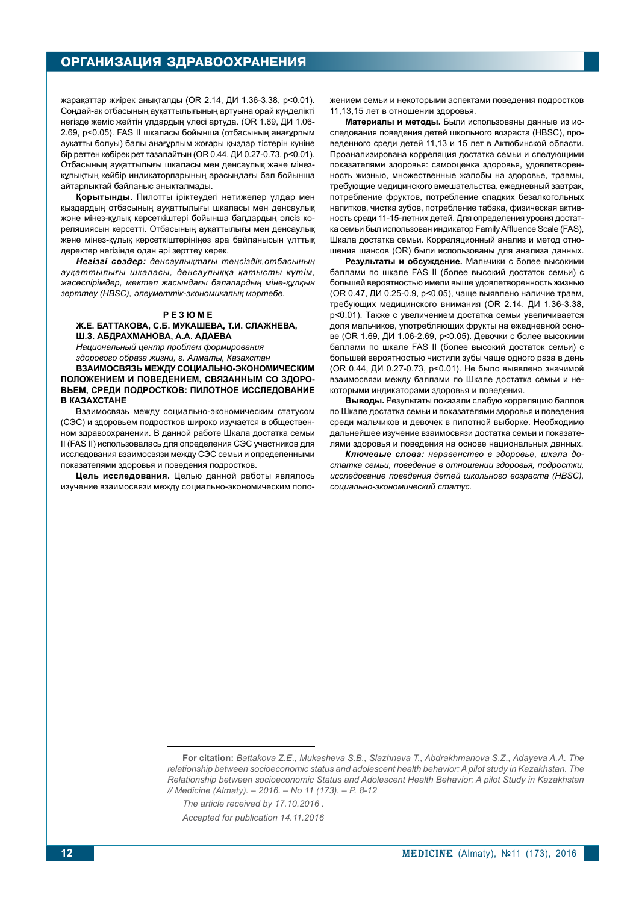жарақаттар жиірек анықталды (OR 2.14, ДИ 1.36-3.38, p<0.01). Сондай-ақ отбасының ауқаттылығының артуына орай күнделікті негізде жеміс жейтін ұлдардың үлесі артуда. (OR 1.69, ДИ 1.06-2.69, p<0.05). FAS II шкаласы бойынша (отбасының анағұрлым ауқатты болуы) балы анағұрлым жоғары қыздар тістерін күніне бір реттен көбірек рет тазалайтын (OR 0.44, ДИ 0.27-0.73, p<0.01). Отбасының ауқаттылығы шкаласы мен денсаулық және мінез-құлықтың кейбір индикаторларының арасындағы бал бойынша айтарлықтай байланыс анықталмады.

**Қорытынды.** Пилотты іріктеудегі нәтижелер ұлдар мен қыздардың отбасының ауқаттылығы шкаласы мен денсаулық және мінез-құлық көрсеткіштері бойынша балдардың әлсіз корреляциясын көрсетті. Отбасының ауқаттылығы мен денсаулық және мінез-құлық көрсеткіштерініңөз ара байланысын ұлттық деректер негізінде одан әрі зерттеу керек.

***Негізгі сөздер:*** *денсаулықтағы теңсіздік,отбасының ауқаттылығы шкаласы, денсаулыққа қатысты күтім, жасөспірімдер, мектеп жасындағы балалардың міне-құлқын зерттеу (HBSC), әлеуметтік-экономикалық мәртебе.*

**РЕЗЮМЕ**

**Ж.Е. БАТТАКОВА, С.Б. МУКАШЕВА, Т.И. СЛАЖНЕВА, Ш.З. АБДРАХМАНОВА, А.А. АДАЕВА**

*Национальный центр проблем формирования здорового образа жизни, г. Алматы, Казахстан*

**ВЗАИМОСВЯЗЬ МЕЖДУ СОЦИАЛЬНО-ЭКОНОМИЧЕСКИМ ПОЛОЖЕНИЕМ И ПОВЕДЕНИЕМ, СВЯЗАННЫМ СО ЗДОРОВЬЕМ, СРЕДИ ПОДРОСТКОВ: ПИЛОТНОЕ ИССЛЕДОВАНИЕ В КАЗАХСТАНЕ**

Взаимосвязь между социально-экономическим статусом (СЭС) и здоровьем подростков широко изучается в общественном здравоохранении. В данной работе Шкала достатка семьи II (FAS II) использовалась для определения СЭС участников для исследования взаимосвязи между СЭС семьи и определенными показателями здоровья и поведения подростков.

**Цель исследования.** Целью данной работы являлось изучение взаимосвязи между социально-экономическим положением семьи и некоторыми аспектами поведения подростков 11,13,15 лет в отношении здоровья.

**Материалы и методы.** Были использованы данные из исследования поведения детей школьного возраста (HBSC), проведенного среди детей 11,13 и 15 лет в Актюбинской области. Проанализирована корреляция достатка семьи и следующими показателями здоровья: самооценка здоровья, удовлетворенность жизнью, множественные жалобы на здоровье, травмы, требующие медицинского вмешательства, ежедневный завтрак, потребление фруктов, потребление сладких безалкогольных напитков, чистка зубов, потребление табака, физическая активность среди 11-15-летних детей. Для определения уровня достатка семьи был использован индикатор Family Affluence Scale (FAS), Шкала достатка семьи. Корреляционный анализ и метод отношения шансов (OR) были использованы для анализа данных.

**Результаты и обсуждение.** Мальчики с более высокими баллами по шкале FAS II (более высокий достаток семьи) с большей вероятностью имели выше удовлетворенность жизнью (OR 0.47, ДИ 0.25-0.9, p<0.05), чаще выявлено наличие травм, требующих медицинского внимания (OR 2.14, ДИ 1.36-3.38, p<0.01). Также с увеличением достатка семьи увеличивается доля мальчиков, употребляющих фрукты на ежедневной основе (OR 1.69, ДИ 1.06-2.69, p<0.05). Девочки с более высокими баллами по шкале FAS II (более высокий достаток семьи) с большей вероятностью чистили зубы чаще одного раза в день (OR 0.44, ДИ 0.27-0.73, p<0.01). Не было выявлено значимой взаимосвязи между баллами по Шкале достатка семьи и некоторыми индикаторами здоровья и поведения.

**Выводы.** Результаты показали слабую корреляцию баллов по Шкале достатка семьи и показателями здоровья и поведения среди мальчиков и девочек в пилотной выборке. Необходимо дальнейшее изучение взаимосвязи достатка семьи и показателями здоровья и поведения на основе национальных данных.

***Ключевые слова:*** *неравенство в здоровье, шкала достатка семьи, поведение в отношении здоровья, подростки, исследование поведения детей школьного возраста (HBSC), социально-экономический статус.*

---

**For citation:** *Battakova Z.E., Mukasheva S.B., Slazhneva T., Abdrakhmanova S.Z., Adayeva A.A. The relationship between socioeconomic status and adolescent health behavior: A pilot study in Kazakhstan. The Relationship between Socioeconomic Status and Adolescent Health Behavior: A pilot Study in Kazakhstan // Medicine (Almaty). – 2016. – No 11 (173). – P. 8-12*

*The article received by 17.10.2016 .*

*Accepted for publication 14.11.2016*